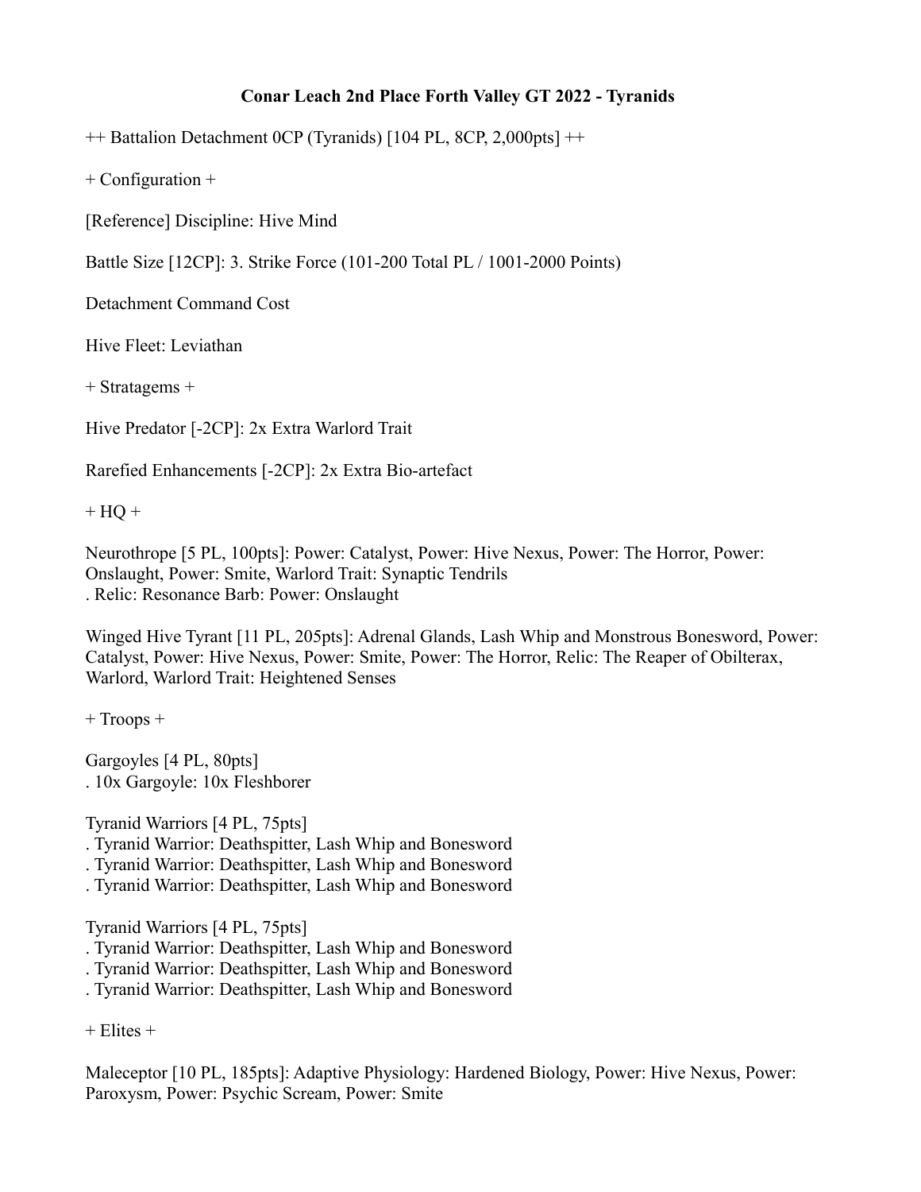# Conar Leach 2nd Place Forth Valley GT 2022 - Tyranids

++ Battalion Detachment 0CP (Tyranids) [104 PL, 8CP, 2,000pts] ++

+ Configuration +

[Reference] Discipline: Hive Mind

Battle Size [12CP]: 3. Strike Force (101-200 Total PL / 1001-2000 Points)

Detachment Command Cost

Hive Fleet: Leviathan

+ Stratagems +

Hive Predator [-2CP]: 2x Extra Warlord Trait

Rarefied Enhancements [-2CP]: 2x Extra Bio-artefact

+ HQ +

Neurothrope [5 PL, 100pts]: Power: Catalyst, Power: Hive Nexus, Power: The Horror, Power: Onslaught, Power: Smite, Warlord Trait: Synaptic Tendrils
. Relic: Resonance Barb: Power: Onslaught

Winged Hive Tyrant [11 PL, 205pts]: Adrenal Glands, Lash Whip and Monstrous Bonesword, Power: Catalyst, Power: Hive Nexus, Power: Smite, Power: The Horror, Relic: The Reaper of Obilterax, Warlord, Warlord Trait: Heightened Senses

+ Troops +

Gargoyles [4 PL, 80pts]
. 10x Gargoyle: 10x Fleshborer

Tyranid Warriors [4 PL, 75pts]
. Tyranid Warrior: Deathspitter, Lash Whip and Bonesword
. Tyranid Warrior: Deathspitter, Lash Whip and Bonesword
. Tyranid Warrior: Deathspitter, Lash Whip and Bonesword

Tyranid Warriors [4 PL, 75pts]
. Tyranid Warrior: Deathspitter, Lash Whip and Bonesword
. Tyranid Warrior: Deathspitter, Lash Whip and Bonesword
. Tyranid Warrior: Deathspitter, Lash Whip and Bonesword

+ Elites +

Maleceptor [10 PL, 185pts]: Adaptive Physiology: Hardened Biology, Power: Hive Nexus, Power: Paroxysm, Power: Psychic Scream, Power: Smite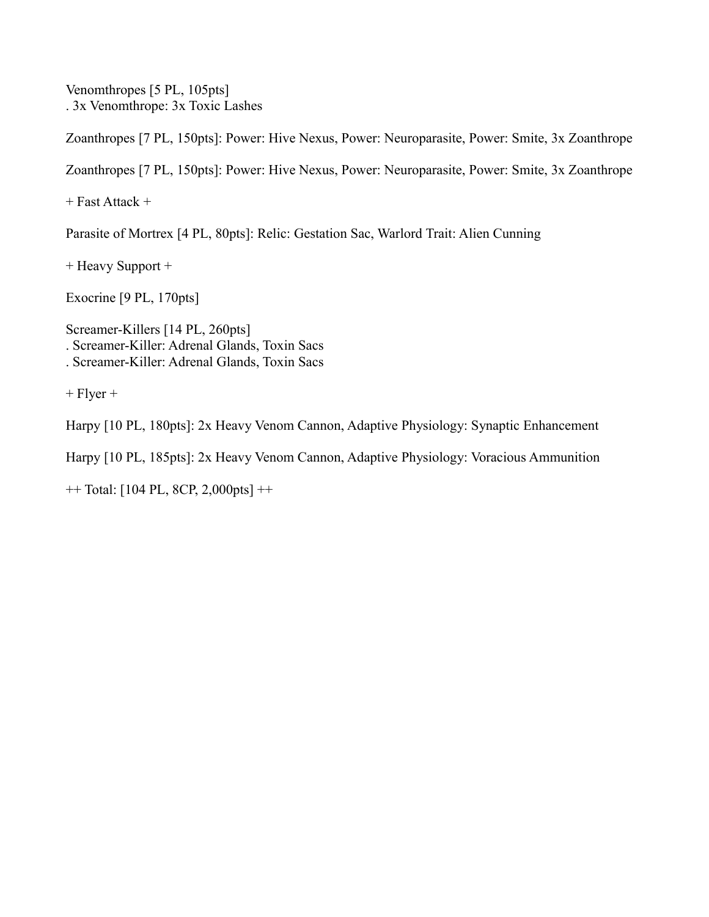Venomthropes [5 PL, 105pts]
. 3x Venomthrope: 3x Toxic Lashes

Zoanthropes [7 PL, 150pts]: Power: Hive Nexus, Power: Neuroparasite, Power: Smite, 3x Zoanthrope

Zoanthropes [7 PL, 150pts]: Power: Hive Nexus, Power: Neuroparasite, Power: Smite, 3x Zoanthrope

+ Fast Attack +

Parasite of Mortrex [4 PL, 80pts]: Relic: Gestation Sac, Warlord Trait: Alien Cunning

+ Heavy Support +

Exocrine [9 PL, 170pts]

Screamer-Killers [14 PL, 260pts]
. Screamer-Killer: Adrenal Glands, Toxin Sacs
. Screamer-Killer: Adrenal Glands, Toxin Sacs

+ Flyer +

Harpy [10 PL, 180pts]: 2x Heavy Venom Cannon, Adaptive Physiology: Synaptic Enhancement

Harpy [10 PL, 185pts]: 2x Heavy Venom Cannon, Adaptive Physiology: Voracious Ammunition

++ Total: [104 PL, 8CP, 2,000pts] ++